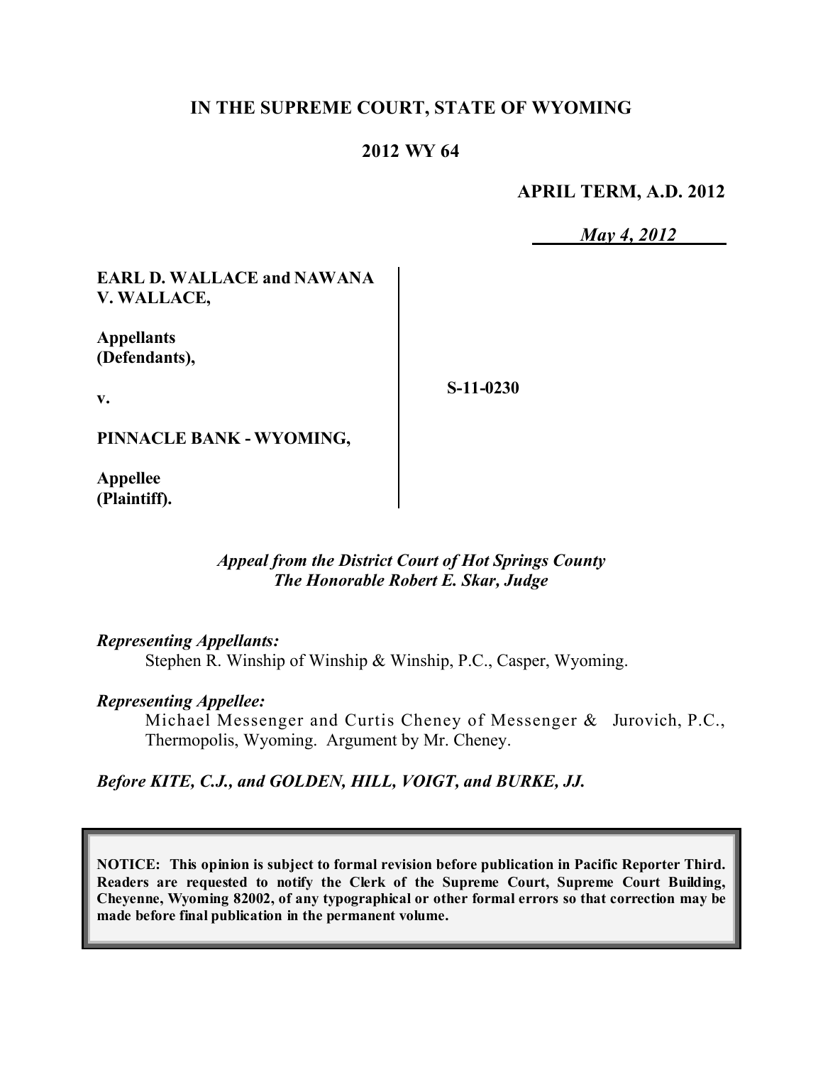**IN THE SUPREME COURT, STATE OF WYOMING**

**2012 WY 64**

**APRIL TERM, A.D. 2012**

*May 4, 2012*

**EARL D. WALLACE and NAWANA V. WALLACE,**

**Appellants (Defendants),**

**v.**

**PINNACLE BANK - WYOMING,**

**Appellee (Plaintiff).**

**S-11-0230**

*Appeal from the District Court of Hot Springs County*
*The Honorable Robert E. Skar, Judge*

*Representing Appellants:*
Stephen R. Winship of Winship & Winship, P.C., Casper, Wyoming.

*Representing Appellee:*
Michael Messenger and Curtis Cheney of Messenger & Jurovich, P.C., Thermopolis, Wyoming. Argument by Mr. Cheney.

*Before KITE, C.J., and GOLDEN, HILL, VOIGT, and BURKE, JJ.*

**NOTICE: This opinion is subject to formal revision before publication in Pacific Reporter Third. Readers are requested to notify the Clerk of the Supreme Court, Supreme Court Building, Cheyenne, Wyoming 82002, of any typographical or other formal errors so that correction may be made before final publication in the permanent volume.**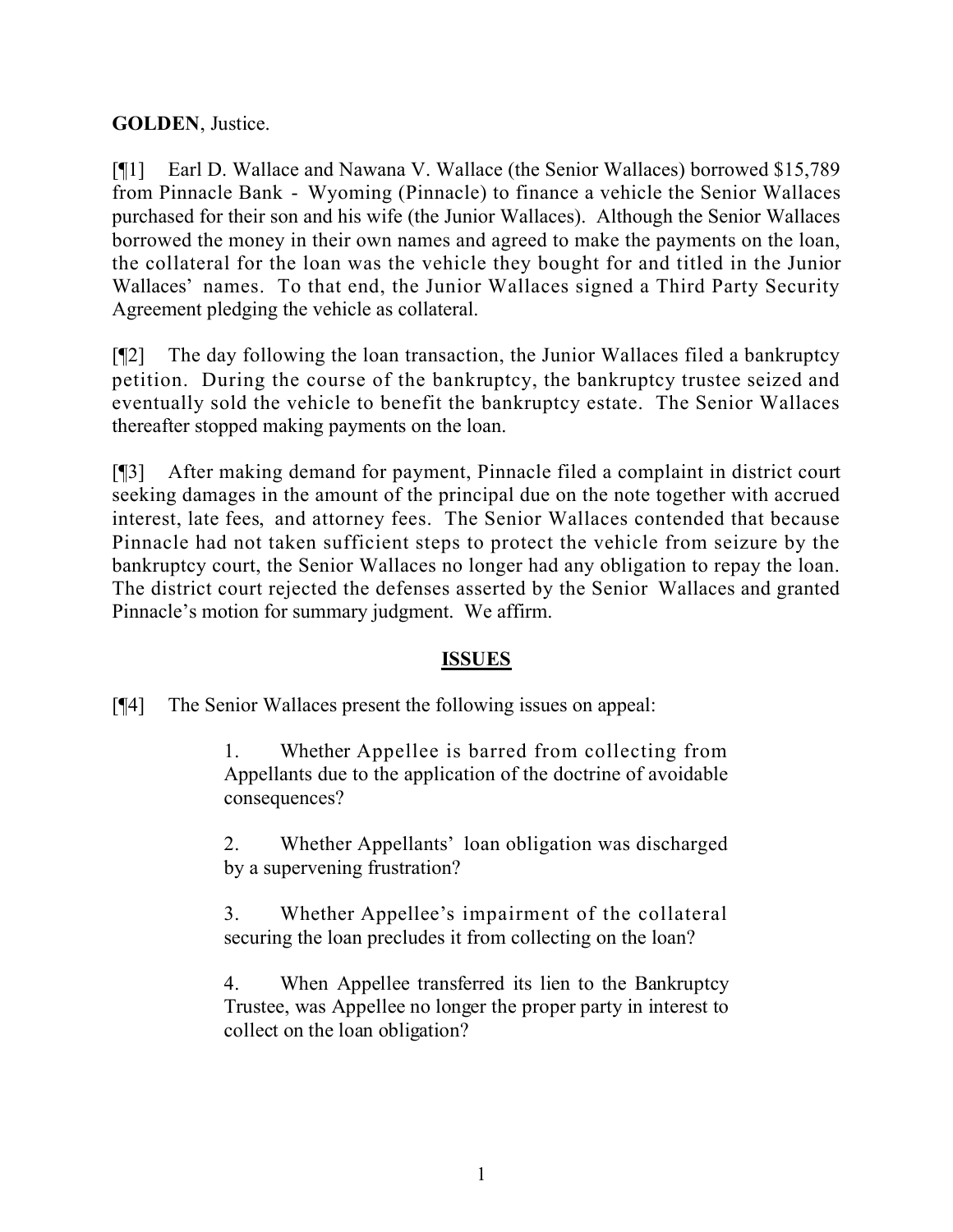**GOLDEN**, Justice.

[¶1] Earl D. Wallace and Nawana V. Wallace (the Senior Wallaces) borrowed $15,789 from Pinnacle Bank - Wyoming (Pinnacle) to finance a vehicle the Senior Wallaces purchased for their son and his wife (the Junior Wallaces). Although the Senior Wallaces borrowed the money in their own names and agreed to make the payments on the loan, the collateral for the loan was the vehicle they bought for and titled in the Junior Wallaces' names. To that end, the Junior Wallaces signed a Third Party Security Agreement pledging the vehicle as collateral.

[¶2] The day following the loan transaction, the Junior Wallaces filed a bankruptcy petition. During the course of the bankruptcy, the bankruptcy trustee seized and eventually sold the vehicle to benefit the bankruptcy estate. The Senior Wallaces thereafter stopped making payments on the loan.

[¶3] After making demand for payment, Pinnacle filed a complaint in district court seeking damages in the amount of the principal due on the note together with accrued interest, late fees, and attorney fees. The Senior Wallaces contended that because Pinnacle had not taken sufficient steps to protect the vehicle from seizure by the bankruptcy court, the Senior Wallaces no longer had any obligation to repay the loan. The district court rejected the defenses asserted by the Senior Wallaces and granted Pinnacle's motion for summary judgment. We affirm.

## ISSUES

[¶4] The Senior Wallaces present the following issues on appeal:

> 1. Whether Appellee is barred from collecting from Appellants due to the application of the doctrine of avoidable consequences?
>
> 2. Whether Appellants' loan obligation was discharged by a supervening frustration?
>
> 3. Whether Appellee's impairment of the collateral securing the loan precludes it from collecting on the loan?
>
> 4. When Appellee transferred its lien to the Bankruptcy Trustee, was Appellee no longer the proper party in interest to collect on the loan obligation?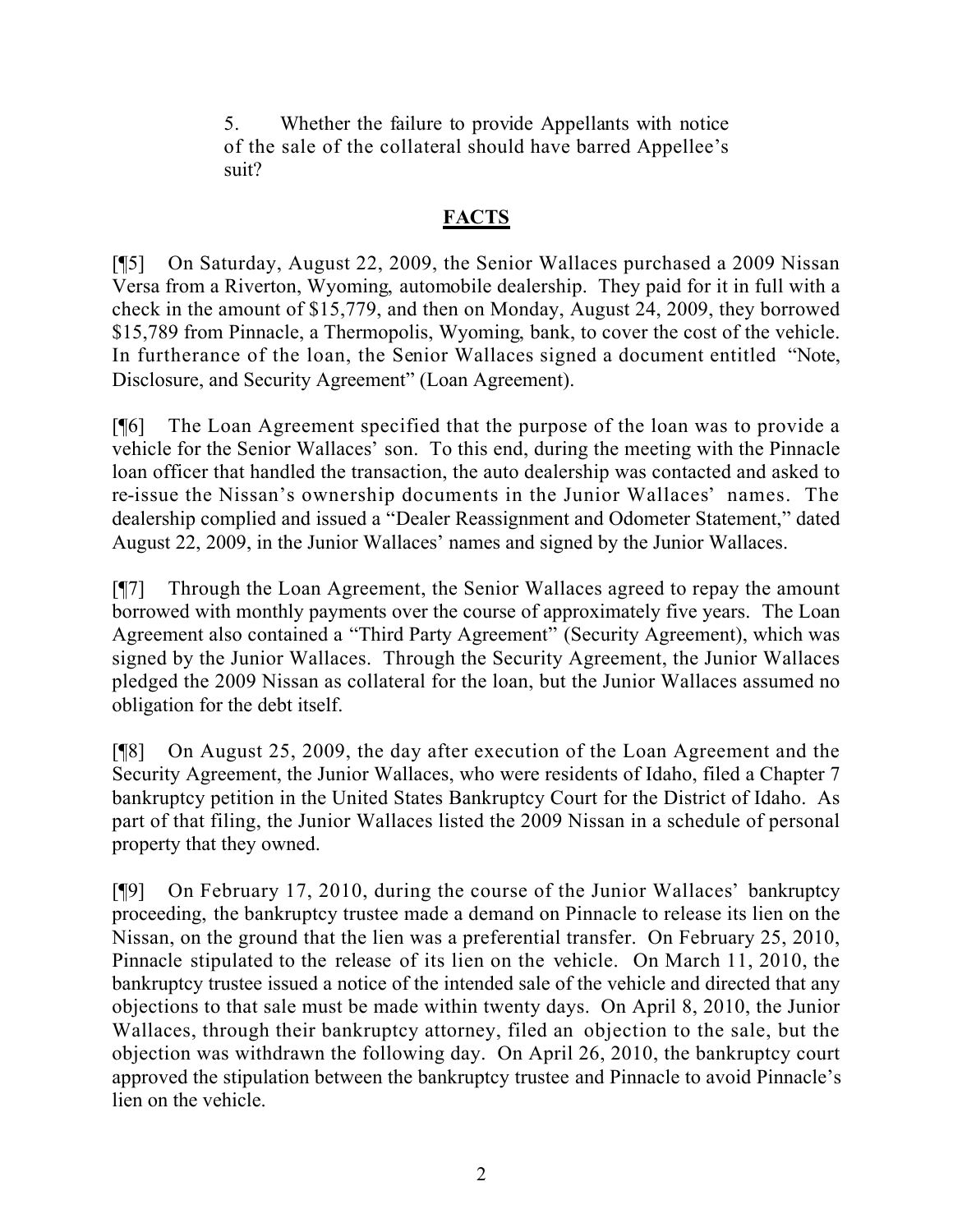5. Whether the failure to provide Appellants with notice of the sale of the collateral should have barred Appellee's suit?

## FACTS

[¶5] On Saturday, August 22, 2009, the Senior Wallaces purchased a 2009 Nissan Versa from a Riverton, Wyoming, automobile dealership. They paid for it in full with a check in the amount of $15,779, and then on Monday, August 24, 2009, they borrowed $15,789 from Pinnacle, a Thermopolis, Wyoming, bank, to cover the cost of the vehicle. In furtherance of the loan, the Senior Wallaces signed a document entitled "Note, Disclosure, and Security Agreement" (Loan Agreement).

[¶6] The Loan Agreement specified that the purpose of the loan was to provide a vehicle for the Senior Wallaces' son. To this end, during the meeting with the Pinnacle loan officer that handled the transaction, the auto dealership was contacted and asked to re-issue the Nissan's ownership documents in the Junior Wallaces' names. The dealership complied and issued a "Dealer Reassignment and Odometer Statement," dated August 22, 2009, in the Junior Wallaces' names and signed by the Junior Wallaces.

[¶7] Through the Loan Agreement, the Senior Wallaces agreed to repay the amount borrowed with monthly payments over the course of approximately five years. The Loan Agreement also contained a "Third Party Agreement" (Security Agreement), which was signed by the Junior Wallaces. Through the Security Agreement, the Junior Wallaces pledged the 2009 Nissan as collateral for the loan, but the Junior Wallaces assumed no obligation for the debt itself.

[¶8] On August 25, 2009, the day after execution of the Loan Agreement and the Security Agreement, the Junior Wallaces, who were residents of Idaho, filed a Chapter 7 bankruptcy petition in the United States Bankruptcy Court for the District of Idaho. As part of that filing, the Junior Wallaces listed the 2009 Nissan in a schedule of personal property that they owned.

[¶9] On February 17, 2010, during the course of the Junior Wallaces' bankruptcy proceeding, the bankruptcy trustee made a demand on Pinnacle to release its lien on the Nissan, on the ground that the lien was a preferential transfer. On February 25, 2010, Pinnacle stipulated to the release of its lien on the vehicle. On March 11, 2010, the bankruptcy trustee issued a notice of the intended sale of the vehicle and directed that any objections to that sale must be made within twenty days. On April 8, 2010, the Junior Wallaces, through their bankruptcy attorney, filed an objection to the sale, but the objection was withdrawn the following day. On April 26, 2010, the bankruptcy court approved the stipulation between the bankruptcy trustee and Pinnacle to avoid Pinnacle's lien on the vehicle.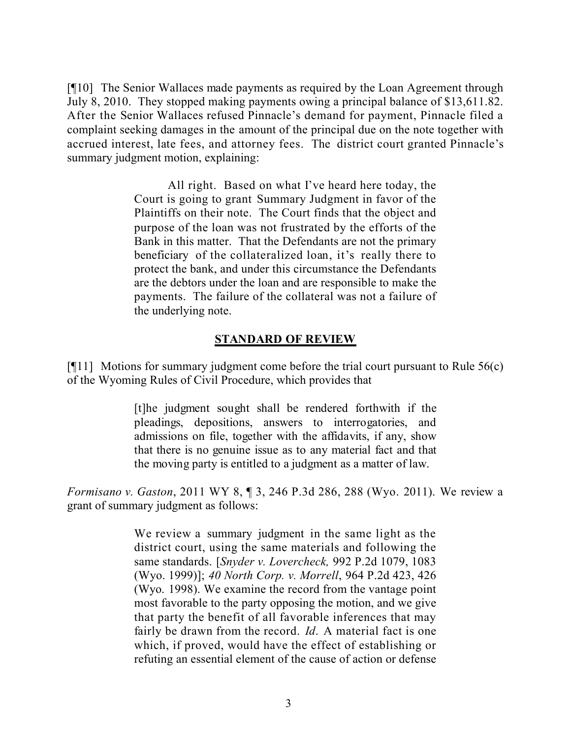[¶10] The Senior Wallaces made payments as required by the Loan Agreement through July 8, 2010. They stopped making payments owing a principal balance of $13,611.82. After the Senior Wallaces refused Pinnacle's demand for payment, Pinnacle filed a complaint seeking damages in the amount of the principal due on the note together with accrued interest, late fees, and attorney fees. The district court granted Pinnacle's summary judgment motion, explaining:

> All right. Based on what I've heard here today, the Court is going to grant Summary Judgment in favor of the Plaintiffs on their note. The Court finds that the object and purpose of the loan was not frustrated by the efforts of the Bank in this matter. That the Defendants are not the primary beneficiary of the collateralized loan, it's really there to protect the bank, and under this circumstance the Defendants are the debtors under the loan and are responsible to make the payments. The failure of the collateral was not a failure of the underlying note.

## STANDARD OF REVIEW

[¶11] Motions for summary judgment come before the trial court pursuant to Rule 56(c) of the Wyoming Rules of Civil Procedure, which provides that

> [t]he judgment sought shall be rendered forthwith if the pleadings, depositions, answers to interrogatories, and admissions on file, together with the affidavits, if any, show that there is no genuine issue as to any material fact and that the moving party is entitled to a judgment as a matter of law.

*Formisano v. Gaston*, 2011 WY 8, ¶ 3, 246 P.3d 286, 288 (Wyo. 2011). We review a grant of summary judgment as follows:

> We review a summary judgment in the same light as the district court, using the same materials and following the same standards. [*Snyder v. Lovercheck,* 992 P.2d 1079, 1083 (Wyo. 1999)]; *40 North Corp. v. Morrell*, 964 P.2d 423, 426 (Wyo. 1998). We examine the record from the vantage point most favorable to the party opposing the motion, and we give that party the benefit of all favorable inferences that may fairly be drawn from the record. *Id*. A material fact is one which, if proved, would have the effect of establishing or refuting an essential element of the cause of action or defense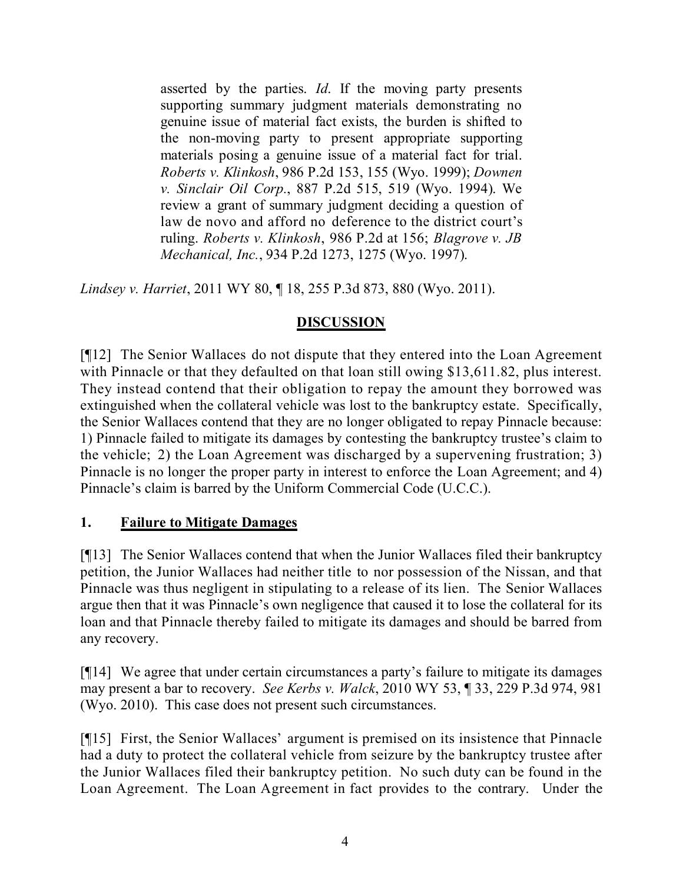> asserted by the parties. *Id*. If the moving party presents supporting summary judgment materials demonstrating no genuine issue of material fact exists, the burden is shifted to the non-moving party to present appropriate supporting materials posing a genuine issue of a material fact for trial. *Roberts v. Klinkosh*, 986 P.2d 153, 155 (Wyo. 1999); *Downen v. Sinclair Oil Corp.*, 887 P.2d 515, 519 (Wyo. 1994). We review a grant of summary judgment deciding a question of law de novo and afford no deference to the district court's ruling. *Roberts v. Klinkosh*, 986 P.2d at 156; *Blagrove v. JB Mechanical, Inc.*, 934 P.2d 1273, 1275 (Wyo. 1997).

*Lindsey v. Harriet*, 2011 WY 80, ¶ 18, 255 P.3d 873, 880 (Wyo. 2011).

## DISCUSSION

[¶12] The Senior Wallaces do not dispute that they entered into the Loan Agreement with Pinnacle or that they defaulted on that loan still owing $13,611.82, plus interest. They instead contend that their obligation to repay the amount they borrowed was extinguished when the collateral vehicle was lost to the bankruptcy estate. Specifically, the Senior Wallaces contend that they are no longer obligated to repay Pinnacle because: 1) Pinnacle failed to mitigate its damages by contesting the bankruptcy trustee's claim to the vehicle; 2) the Loan Agreement was discharged by a supervening frustration; 3) Pinnacle is no longer the proper party in interest to enforce the Loan Agreement; and 4) Pinnacle's claim is barred by the Uniform Commercial Code (U.C.C.).

### 1. Failure to Mitigate Damages

[¶13] The Senior Wallaces contend that when the Junior Wallaces filed their bankruptcy petition, the Junior Wallaces had neither title to nor possession of the Nissan, and that Pinnacle was thus negligent in stipulating to a release of its lien. The Senior Wallaces argue then that it was Pinnacle's own negligence that caused it to lose the collateral for its loan and that Pinnacle thereby failed to mitigate its damages and should be barred from any recovery.

[¶14] We agree that under certain circumstances a party's failure to mitigate its damages may present a bar to recovery. *See Kerbs v. Walck*, 2010 WY 53, ¶ 33, 229 P.3d 974, 981 (Wyo. 2010). This case does not present such circumstances.

[¶15] First, the Senior Wallaces' argument is premised on its insistence that Pinnacle had a duty to protect the collateral vehicle from seizure by the bankruptcy trustee after the Junior Wallaces filed their bankruptcy petition. No such duty can be found in the Loan Agreement. The Loan Agreement in fact provides to the contrary. Under the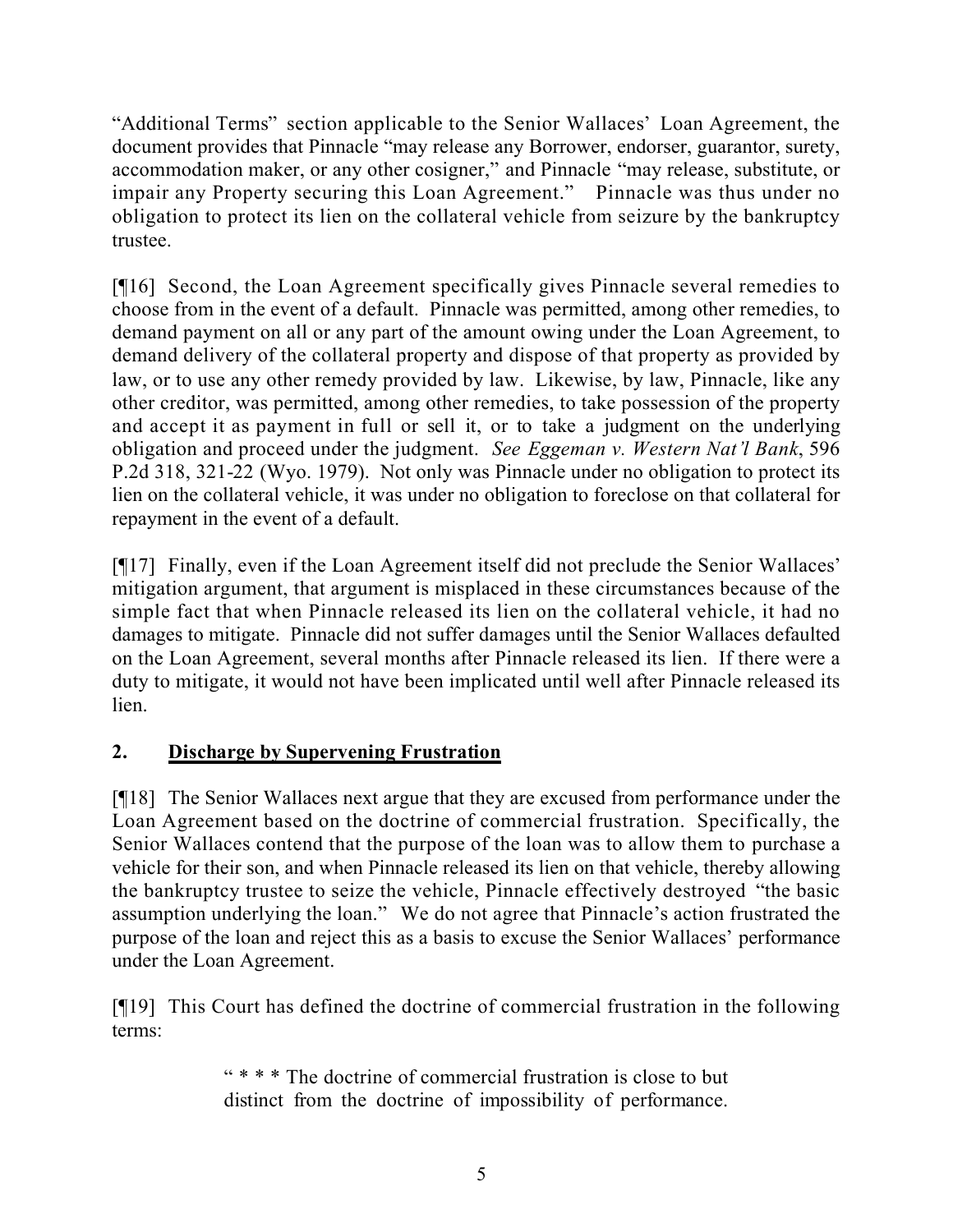"Additional Terms" section applicable to the Senior Wallaces' Loan Agreement, the document provides that Pinnacle "may release any Borrower, endorser, guarantor, surety, accommodation maker, or any other cosigner," and Pinnacle "may release, substitute, or impair any Property securing this Loan Agreement." Pinnacle was thus under no obligation to protect its lien on the collateral vehicle from seizure by the bankruptcy trustee.

[¶16] Second, the Loan Agreement specifically gives Pinnacle several remedies to choose from in the event of a default. Pinnacle was permitted, among other remedies, to demand payment on all or any part of the amount owing under the Loan Agreement, to demand delivery of the collateral property and dispose of that property as provided by law, or to use any other remedy provided by law. Likewise, by law, Pinnacle, like any other creditor, was permitted, among other remedies, to take possession of the property and accept it as payment in full or sell it, or to take a judgment on the underlying obligation and proceed under the judgment. *See Eggeman v. Western Nat'l Bank*, 596 P.2d 318, 321-22 (Wyo. 1979). Not only was Pinnacle under no obligation to protect its lien on the collateral vehicle, it was under no obligation to foreclose on that collateral for repayment in the event of a default.

[¶17] Finally, even if the Loan Agreement itself did not preclude the Senior Wallaces' mitigation argument, that argument is misplaced in these circumstances because of the simple fact that when Pinnacle released its lien on the collateral vehicle, it had no damages to mitigate. Pinnacle did not suffer damages until the Senior Wallaces defaulted on the Loan Agreement, several months after Pinnacle released its lien. If there were a duty to mitigate, it would not have been implicated until well after Pinnacle released its lien.

## 2. <u>Discharge by Supervening Frustration</u>

[¶18] The Senior Wallaces next argue that they are excused from performance under the Loan Agreement based on the doctrine of commercial frustration. Specifically, the Senior Wallaces contend that the purpose of the loan was to allow them to purchase a vehicle for their son, and when Pinnacle released its lien on that vehicle, thereby allowing the bankruptcy trustee to seize the vehicle, Pinnacle effectively destroyed "the basic assumption underlying the loan." We do not agree that Pinnacle's action frustrated the purpose of the loan and reject this as a basis to excuse the Senior Wallaces' performance under the Loan Agreement.

[¶19] This Court has defined the doctrine of commercial frustration in the following terms:

> " * * * The doctrine of commercial frustration is close to but distinct from the doctrine of impossibility of performance.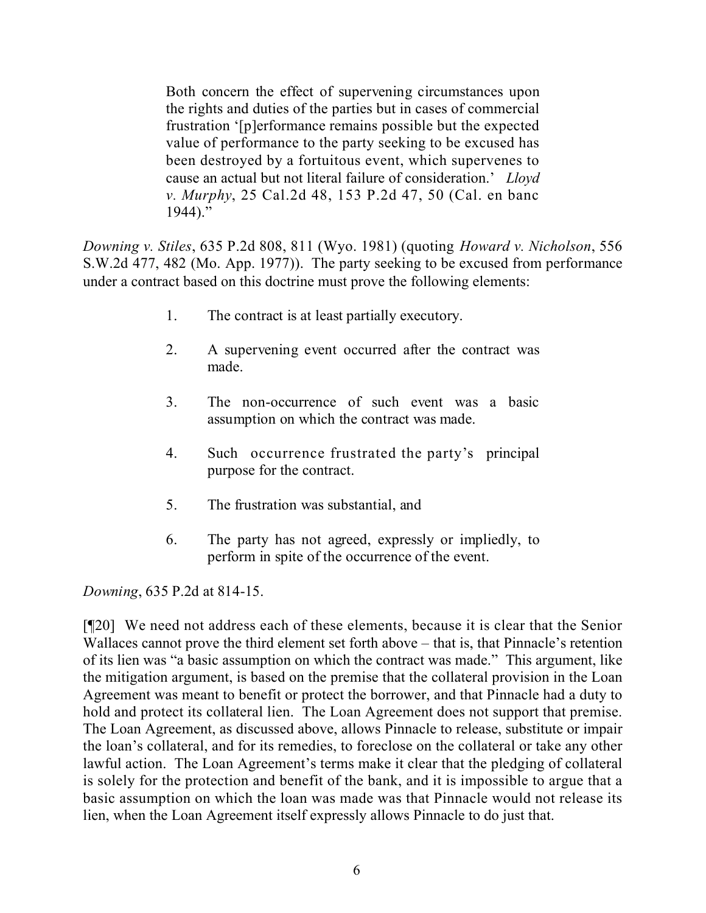> Both concern the effect of supervening circumstances upon the rights and duties of the parties but in cases of commercial frustration '[p]erformance remains possible but the expected value of performance to the party seeking to be excused has been destroyed by a fortuitous event, which supervenes to cause an actual but not literal failure of consideration.' *Lloyd v. Murphy*, 25 Cal.2d 48, 153 P.2d 47, 50 (Cal. en banc 1944)."

*Downing v. Stiles*, 635 P.2d 808, 811 (Wyo. 1981) (quoting *Howard v. Nicholson*, 556 S.W.2d 477, 482 (Mo. App. 1977)). The party seeking to be excused from performance under a contract based on this doctrine must prove the following elements:

> 1. The contract is at least partially executory.
> 2. A supervening event occurred after the contract was made.
> 3. The non-occurrence of such event was a basic assumption on which the contract was made.
> 4. Such occurrence frustrated the party's principal purpose for the contract.
> 5. The frustration was substantial, and
> 6. The party has not agreed, expressly or impliedly, to perform in spite of the occurrence of the event.

*Downing*, 635 P.2d at 814-15.

[¶20] We need not address each of these elements, because it is clear that the Senior Wallaces cannot prove the third element set forth above – that is, that Pinnacle's retention of its lien was "a basic assumption on which the contract was made." This argument, like the mitigation argument, is based on the premise that the collateral provision in the Loan Agreement was meant to benefit or protect the borrower, and that Pinnacle had a duty to hold and protect its collateral lien. The Loan Agreement does not support that premise. The Loan Agreement, as discussed above, allows Pinnacle to release, substitute or impair the loan's collateral, and for its remedies, to foreclose on the collateral or take any other lawful action. The Loan Agreement's terms make it clear that the pledging of collateral is solely for the protection and benefit of the bank, and it is impossible to argue that a basic assumption on which the loan was made was that Pinnacle would not release its lien, when the Loan Agreement itself expressly allows Pinnacle to do just that.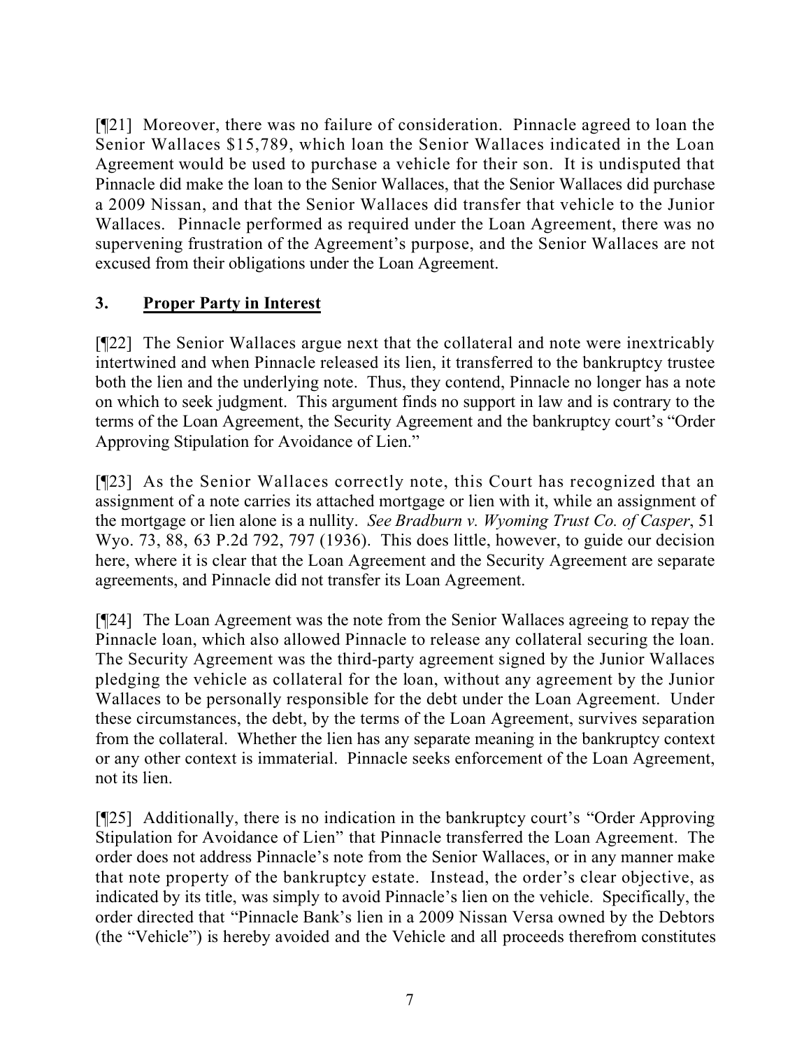[¶21] Moreover, there was no failure of consideration. Pinnacle agreed to loan the Senior Wallaces $15,789, which loan the Senior Wallaces indicated in the Loan Agreement would be used to purchase a vehicle for their son. It is undisputed that Pinnacle did make the loan to the Senior Wallaces, that the Senior Wallaces did purchase a 2009 Nissan, and that the Senior Wallaces did transfer that vehicle to the Junior Wallaces. Pinnacle performed as required under the Loan Agreement, there was no supervening frustration of the Agreement's purpose, and the Senior Wallaces are not excused from their obligations under the Loan Agreement.

### 3. **Proper Party in Interest**

[¶22] The Senior Wallaces argue next that the collateral and note were inextricably intertwined and when Pinnacle released its lien, it transferred to the bankruptcy trustee both the lien and the underlying note. Thus, they contend, Pinnacle no longer has a note on which to seek judgment. This argument finds no support in law and is contrary to the terms of the Loan Agreement, the Security Agreement and the bankruptcy court's "Order Approving Stipulation for Avoidance of Lien."

[¶23] As the Senior Wallaces correctly note, this Court has recognized that an assignment of a note carries its attached mortgage or lien with it, while an assignment of the mortgage or lien alone is a nullity. *See Bradburn v. Wyoming Trust Co. of Casper*, 51 Wyo. 73, 88, 63 P.2d 792, 797 (1936). This does little, however, to guide our decision here, where it is clear that the Loan Agreement and the Security Agreement are separate agreements, and Pinnacle did not transfer its Loan Agreement.

[¶24] The Loan Agreement was the note from the Senior Wallaces agreeing to repay the Pinnacle loan, which also allowed Pinnacle to release any collateral securing the loan. The Security Agreement was the third-party agreement signed by the Junior Wallaces pledging the vehicle as collateral for the loan, without any agreement by the Junior Wallaces to be personally responsible for the debt under the Loan Agreement. Under these circumstances, the debt, by the terms of the Loan Agreement, survives separation from the collateral. Whether the lien has any separate meaning in the bankruptcy context or any other context is immaterial. Pinnacle seeks enforcement of the Loan Agreement, not its lien.

[¶25] Additionally, there is no indication in the bankruptcy court's "Order Approving Stipulation for Avoidance of Lien" that Pinnacle transferred the Loan Agreement. The order does not address Pinnacle's note from the Senior Wallaces, or in any manner make that note property of the bankruptcy estate. Instead, the order's clear objective, as indicated by its title, was simply to avoid Pinnacle's lien on the vehicle. Specifically, the order directed that "Pinnacle Bank's lien in a 2009 Nissan Versa owned by the Debtors (the "Vehicle") is hereby avoided and the Vehicle and all proceeds therefrom constitutes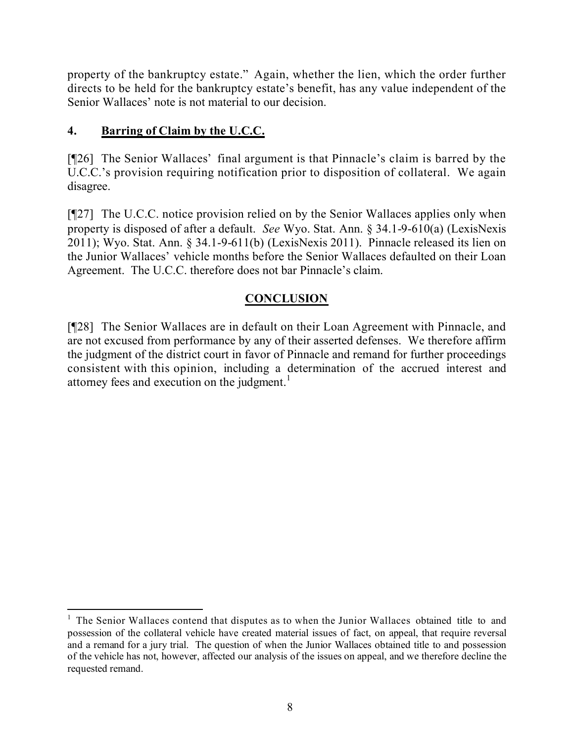property of the bankruptcy estate." Again, whether the lien, which the order further directs to be held for the bankruptcy estate's benefit, has any value independent of the Senior Wallaces' note is not material to our decision.

### 4. Barring of Claim by the U.C.C.

[¶26] The Senior Wallaces' final argument is that Pinnacle's claim is barred by the U.C.C.'s provision requiring notification prior to disposition of collateral. We again disagree.

[¶27] The U.C.C. notice provision relied on by the Senior Wallaces applies only when property is disposed of after a default. *See* Wyo. Stat. Ann. § 34.1-9-610(a) (LexisNexis 2011); Wyo. Stat. Ann. § 34.1-9-611(b) (LexisNexis 2011). Pinnacle released its lien on the Junior Wallaces' vehicle months before the Senior Wallaces defaulted on their Loan Agreement. The U.C.C. therefore does not bar Pinnacle's claim.

## CONCLUSION

[¶28] The Senior Wallaces are in default on their Loan Agreement with Pinnacle, and are not excused from performance by any of their asserted defenses. We therefore affirm the judgment of the district court in favor of Pinnacle and remand for further proceedings consistent with this opinion, including a determination of the accrued interest and attorney fees and execution on the judgment.[1]

---

[1] The Senior Wallaces contend that disputes as to when the Junior Wallaces obtained title to and possession of the collateral vehicle have created material issues of fact, on appeal, that require reversal and a remand for a jury trial. The question of when the Junior Wallaces obtained title to and possession of the vehicle has not, however, affected our analysis of the issues on appeal, and we therefore decline the requested remand.